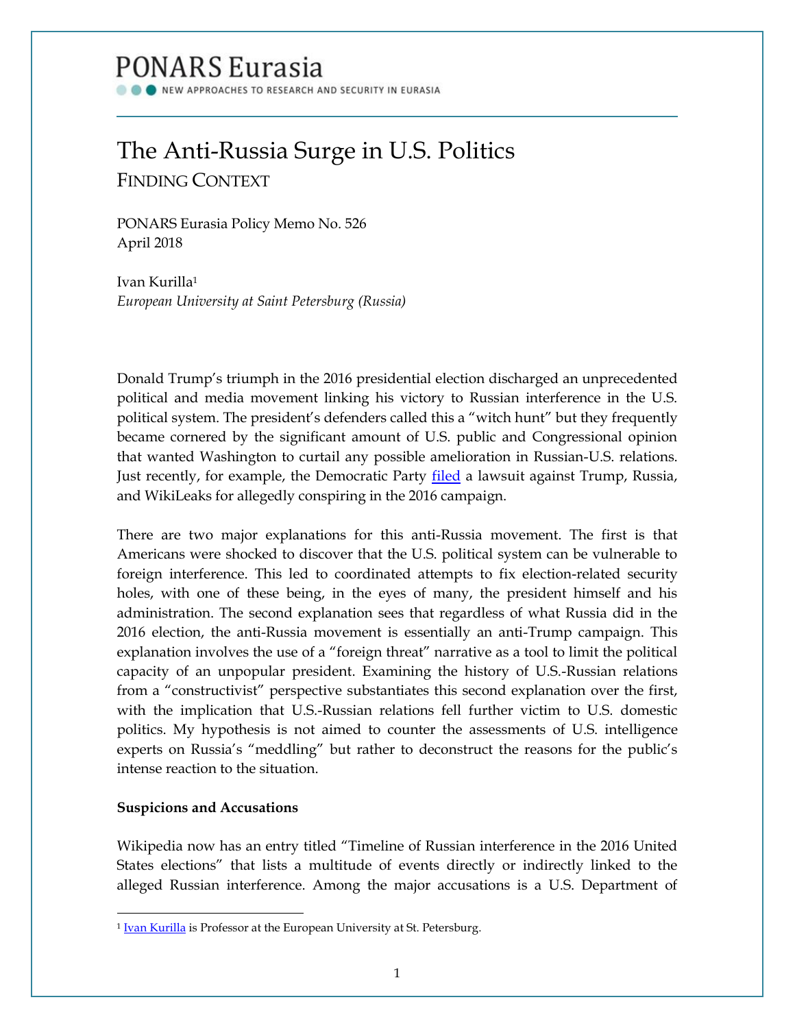PONARS Eurasia

NEW APPROACHES TO RESEARCH AND SECURITY IN EURASIA

# The Anti-Russia Surge in U.S. Politics

## Finding Context

PONARS Eurasia Policy Memo No. 526
April 2018

Ivan Kurilla[1]
*European University at Saint Petersburg (Russia)*

Donald Trump's triumph in the 2016 presidential election discharged an unprecedented political and media movement linking his victory to Russian interference in the U.S. political system. The president's defenders called this a "witch hunt" but they frequently became cornered by the significant amount of U.S. public and Congressional opinion that wanted Washington to curtail any possible amelioration in Russian-U.S. relations. Just recently, for example, the Democratic Party filed a lawsuit against Trump, Russia, and WikiLeaks for allegedly conspiring in the 2016 campaign.

There are two major explanations for this anti-Russia movement. The first is that Americans were shocked to discover that the U.S. political system can be vulnerable to foreign interference. This led to coordinated attempts to fix election-related security holes, with one of these being, in the eyes of many, the president himself and his administration. The second explanation sees that regardless of what Russia did in the 2016 election, the anti-Russia movement is essentially an anti-Trump campaign. This explanation involves the use of a "foreign threat" narrative as a tool to limit the political capacity of an unpopular president. Examining the history of U.S.-Russian relations from a "constructivist" perspective substantiates this second explanation over the first, with the implication that U.S.-Russian relations fell further victim to U.S. domestic politics. My hypothesis is not aimed to counter the assessments of U.S. intelligence experts on Russia's "meddling" but rather to deconstruct the reasons for the public's intense reaction to the situation.

**Suspicions and Accusations**

Wikipedia now has an entry titled "Timeline of Russian interference in the 2016 United States elections" that lists a multitude of events directly or indirectly linked to the alleged Russian interference. Among the major accusations is a U.S. Department of

[1] Ivan Kurilla is Professor at the European University at St. Petersburg.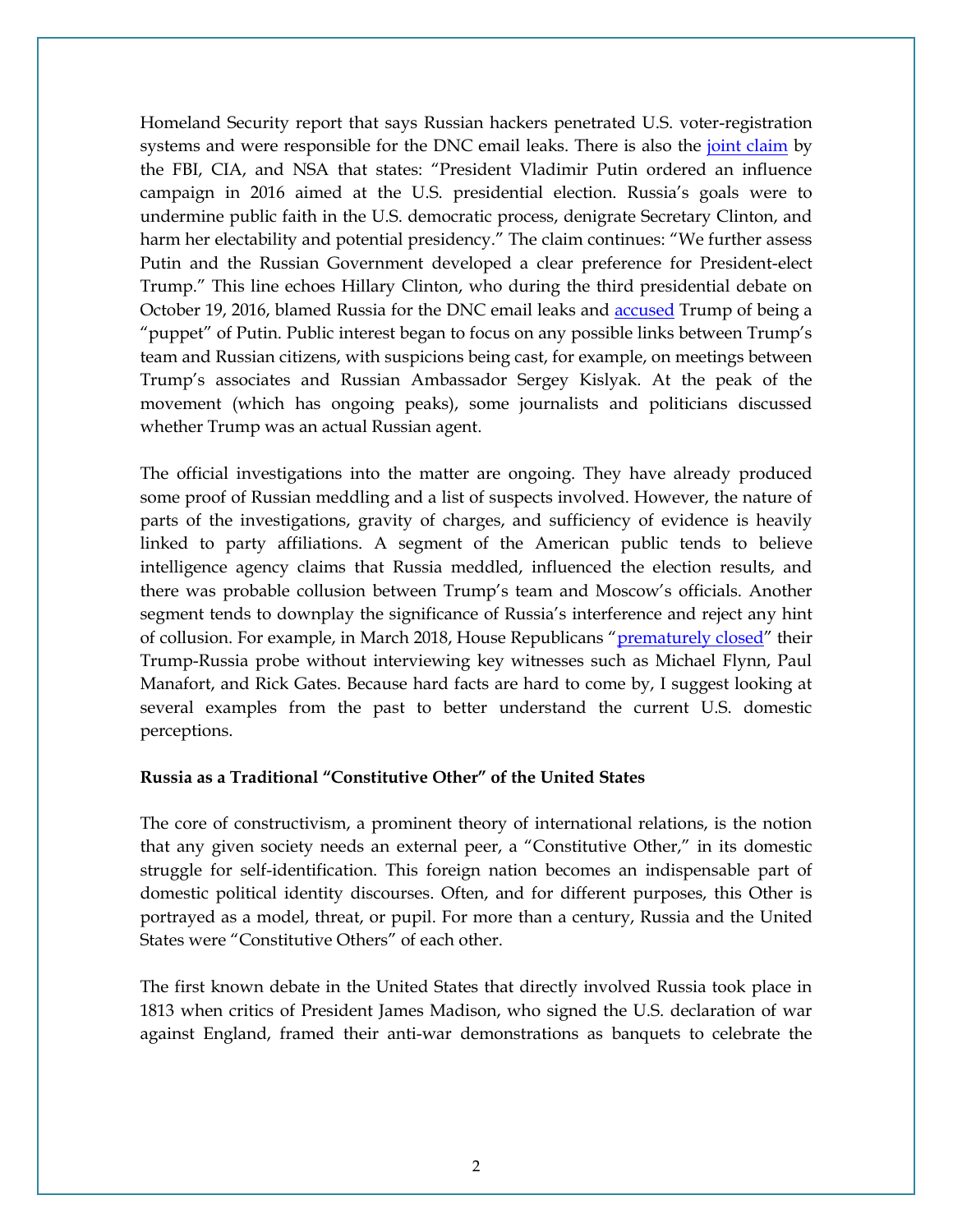Homeland Security report that says Russian hackers penetrated U.S. voter-registration systems and were responsible for the DNC email leaks. There is also the [joint claim]() by the FBI, CIA, and NSA that states: "President Vladimir Putin ordered an influence campaign in 2016 aimed at the U.S. presidential election. Russia's goals were to undermine public faith in the U.S. democratic process, denigrate Secretary Clinton, and harm her electability and potential presidency." The claim continues: "We further assess Putin and the Russian Government developed a clear preference for President-elect Trump." This line echoes Hillary Clinton, who during the third presidential debate on October 19, 2016, blamed Russia for the DNC email leaks and [accused]() Trump of being a "puppet" of Putin. Public interest began to focus on any possible links between Trump's team and Russian citizens, with suspicions being cast, for example, on meetings between Trump's associates and Russian Ambassador Sergey Kislyak. At the peak of the movement (which has ongoing peaks), some journalists and politicians discussed whether Trump was an actual Russian agent.

The official investigations into the matter are ongoing. They have already produced some proof of Russian meddling and a list of suspects involved. However, the nature of parts of the investigations, gravity of charges, and sufficiency of evidence is heavily linked to party affiliations. A segment of the American public tends to believe intelligence agency claims that Russia meddled, influenced the election results, and there was probable collusion between Trump's team and Moscow's officials. Another segment tends to downplay the significance of Russia's interference and reject any hint of collusion. For example, in March 2018, House Republicans "[prematurely closed]()" their Trump-Russia probe without interviewing key witnesses such as Michael Flynn, Paul Manafort, and Rick Gates. Because hard facts are hard to come by, I suggest looking at several examples from the past to better understand the current U.S. domestic perceptions.

**Russia as a Traditional "Constitutive Other" of the United States**

The core of constructivism, a prominent theory of international relations, is the notion that any given society needs an external peer, a "Constitutive Other," in its domestic struggle for self-identification. This foreign nation becomes an indispensable part of domestic political identity discourses. Often, and for different purposes, this Other is portrayed as a model, threat, or pupil. For more than a century, Russia and the United States were "Constitutive Others" of each other.

The first known debate in the United States that directly involved Russia took place in 1813 when critics of President James Madison, who signed the U.S. declaration of war against England, framed their anti-war demonstrations as banquets to celebrate the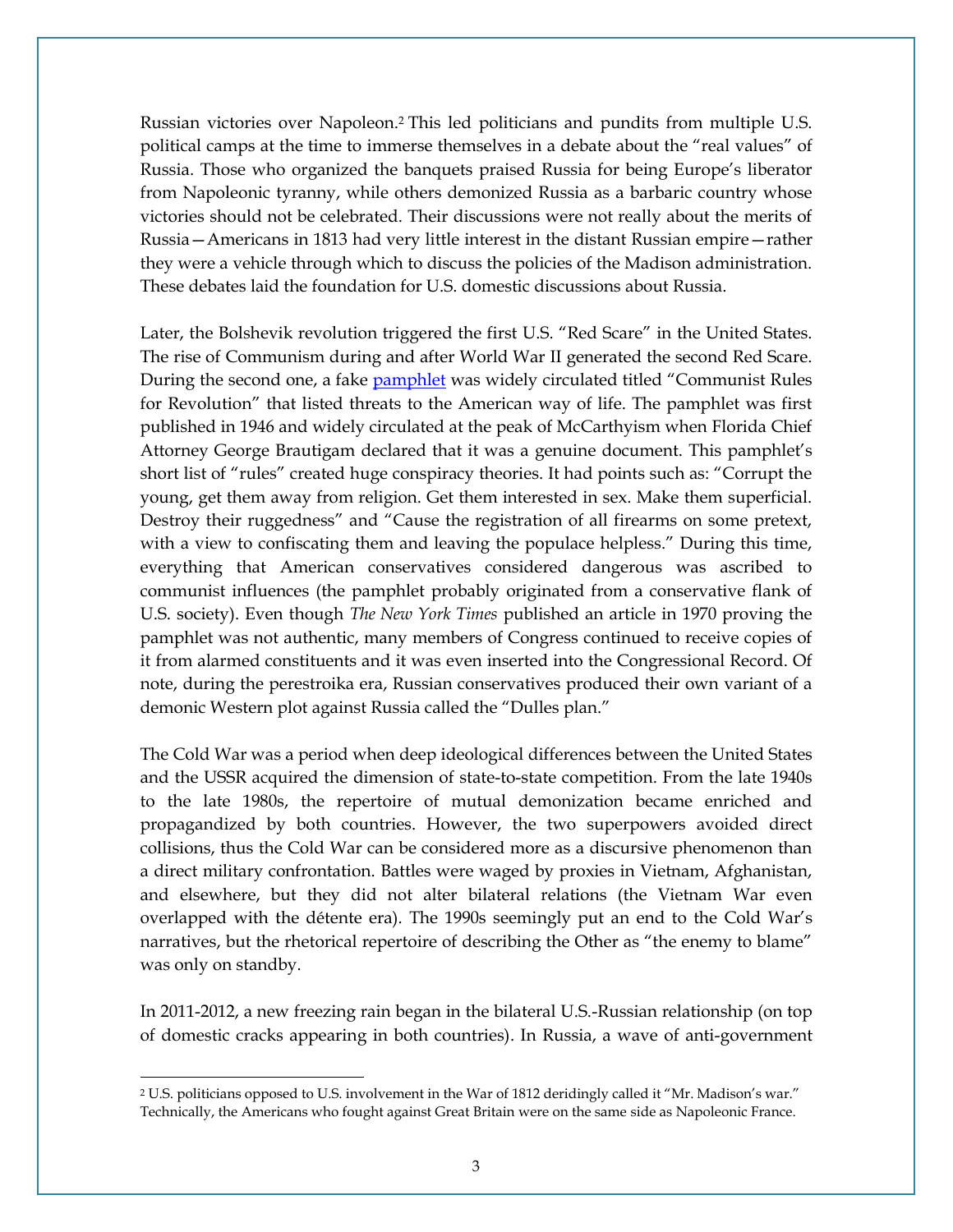Russian victories over Napoleon.[2] This led politicians and pundits from multiple U.S. political camps at the time to immerse themselves in a debate about the "real values" of Russia. Those who organized the banquets praised Russia for being Europe's liberator from Napoleonic tyranny, while others demonized Russia as a barbaric country whose victories should not be celebrated. Their discussions were not really about the merits of Russia—Americans in 1813 had very little interest in the distant Russian empire—rather they were a vehicle through which to discuss the policies of the Madison administration. These debates laid the foundation for U.S. domestic discussions about Russia.

Later, the Bolshevik revolution triggered the first U.S. "Red Scare" in the United States. The rise of Communism during and after World War II generated the second Red Scare. During the second one, a fake [pamphlet]() was widely circulated titled "Communist Rules for Revolution" that listed threats to the American way of life. The pamphlet was first published in 1946 and widely circulated at the peak of McCarthyism when Florida Chief Attorney George Brautigam declared that it was a genuine document. This pamphlet's short list of "rules" created huge conspiracy theories. It had points such as: "Corrupt the young, get them away from religion. Get them interested in sex. Make them superficial. Destroy their ruggedness" and "Cause the registration of all firearms on some pretext, with a view to confiscating them and leaving the populace helpless." During this time, everything that American conservatives considered dangerous was ascribed to communist influences (the pamphlet probably originated from a conservative flank of U.S. society). Even though *The New York Times* published an article in 1970 proving the pamphlet was not authentic, many members of Congress continued to receive copies of it from alarmed constituents and it was even inserted into the Congressional Record. Of note, during the perestroika era, Russian conservatives produced their own variant of a demonic Western plot against Russia called the "Dulles plan."

The Cold War was a period when deep ideological differences between the United States and the USSR acquired the dimension of state-to-state competition. From the late 1940s to the late 1980s, the repertoire of mutual demonization became enriched and propagandized by both countries. However, the two superpowers avoided direct collisions, thus the Cold War can be considered more as a discursive phenomenon than a direct military confrontation. Battles were waged by proxies in Vietnam, Afghanistan, and elsewhere, but they did not alter bilateral relations (the Vietnam War even overlapped with the détente era). The 1990s seemingly put an end to the Cold War's narratives, but the rhetorical repertoire of describing the Other as "the enemy to blame" was only on standby.

In 2011-2012, a new freezing rain began in the bilateral U.S.-Russian relationship (on top of domestic cracks appearing in both countries). In Russia, a wave of anti-government

[2] U.S. politicians opposed to U.S. involvement in the War of 1812 deridingly called it "Mr. Madison's war." Technically, the Americans who fought against Great Britain were on the same side as Napoleonic France.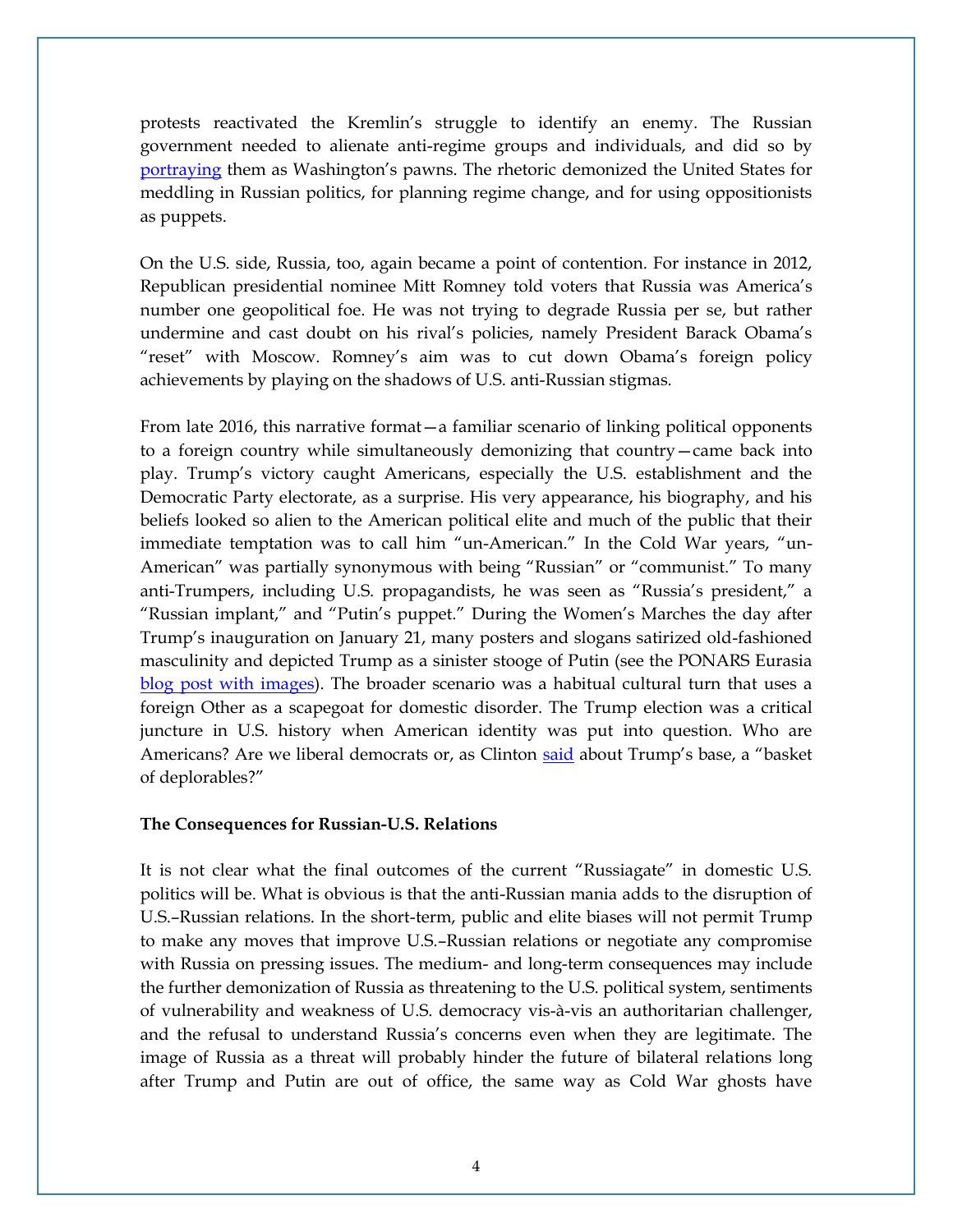protests reactivated the Kremlin's struggle to identify an enemy. The Russian government needed to alienate anti-regime groups and individuals, and did so by portraying them as Washington's pawns. The rhetoric demonized the United States for meddling in Russian politics, for planning regime change, and for using oppositionists as puppets.

On the U.S. side, Russia, too, again became a point of contention. For instance in 2012, Republican presidential nominee Mitt Romney told voters that Russia was America's number one geopolitical foe. He was not trying to degrade Russia per se, but rather undermine and cast doubt on his rival's policies, namely President Barack Obama's "reset" with Moscow. Romney's aim was to cut down Obama's foreign policy achievements by playing on the shadows of U.S. anti-Russian stigmas.

From late 2016, this narrative format—a familiar scenario of linking political opponents to a foreign country while simultaneously demonizing that country—came back into play. Trump's victory caught Americans, especially the U.S. establishment and the Democratic Party electorate, as a surprise. His very appearance, his biography, and his beliefs looked so alien to the American political elite and much of the public that their immediate temptation was to call him "un-American." In the Cold War years, "un-American" was partially synonymous with being "Russian" or "communist." To many anti-Trumpers, including U.S. propagandists, he was seen as "Russia's president," a "Russian implant," and "Putin's puppet." During the Women's Marches the day after Trump's inauguration on January 21, many posters and slogans satirized old-fashioned masculinity and depicted Trump as a sinister stooge of Putin (see the PONARS Eurasia blog post with images). The broader scenario was a habitual cultural turn that uses a foreign Other as a scapegoat for domestic disorder. The Trump election was a critical juncture in U.S. history when American identity was put into question. Who are Americans? Are we liberal democrats or, as Clinton said about Trump's base, a "basket of deplorables?"

**The Consequences for Russian-U.S. Relations**

It is not clear what the final outcomes of the current "Russiagate" in domestic U.S. politics will be. What is obvious is that the anti-Russian mania adds to the disruption of U.S.–Russian relations. In the short-term, public and elite biases will not permit Trump to make any moves that improve U.S.–Russian relations or negotiate any compromise with Russia on pressing issues. The medium- and long-term consequences may include the further demonization of Russia as threatening to the U.S. political system, sentiments of vulnerability and weakness of U.S. democracy vis-à-vis an authoritarian challenger, and the refusal to understand Russia's concerns even when they are legitimate. The image of Russia as a threat will probably hinder the future of bilateral relations long after Trump and Putin are out of office, the same way as Cold War ghosts have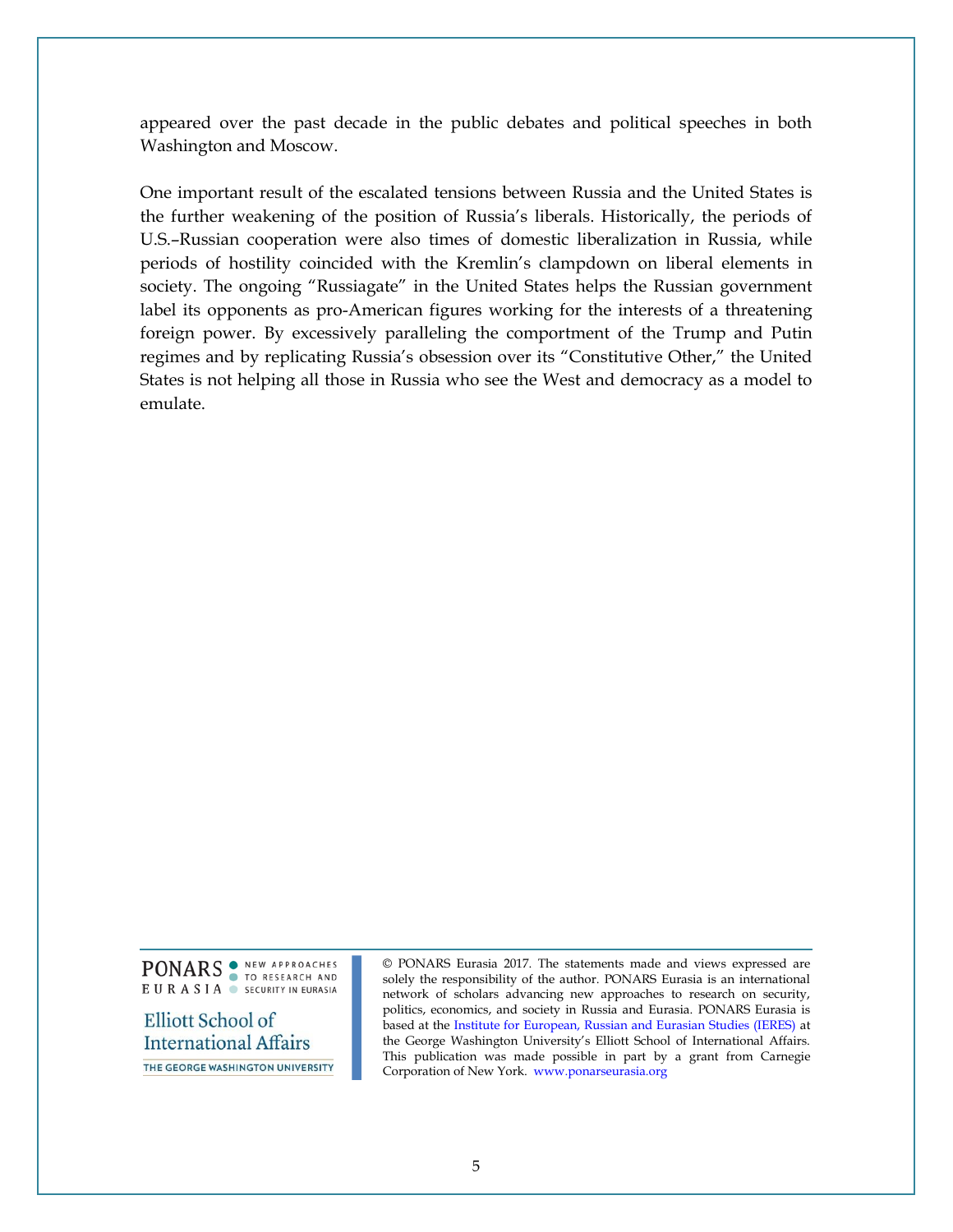appeared over the past decade in the public debates and political speeches in both Washington and Moscow.

One important result of the escalated tensions between Russia and the United States is the further weakening of the position of Russia's liberals. Historically, the periods of U.S.–Russian cooperation were also times of domestic liberalization in Russia, while periods of hostility coincided with the Kremlin's clampdown on liberal elements in society. The ongoing "Russiagate" in the United States helps the Russian government label its opponents as pro-American figures working for the interests of a threatening foreign power. By excessively paralleling the comportment of the Trump and Putin regimes and by replicating Russia's obsession over its "Constitutive Other," the United States is not helping all those in Russia who see the West and democracy as a model to emulate.

PONARS EURASIA NEW APPROACHES TO RESEARCH AND SECURITY IN EURASIA

Elliott School of International Affairs
THE GEORGE WASHINGTON UNIVERSITY

© PONARS Eurasia 2017. The statements made and views expressed are solely the responsibility of the author. PONARS Eurasia is an international network of scholars advancing new approaches to research on security, politics, economics, and society in Russia and Eurasia. PONARS Eurasia is based at the Institute for European, Russian and Eurasian Studies (IERES) at the George Washington University's Elliott School of International Affairs. This publication was made possible in part by a grant from Carnegie Corporation of New York. www.ponarseurasia.org